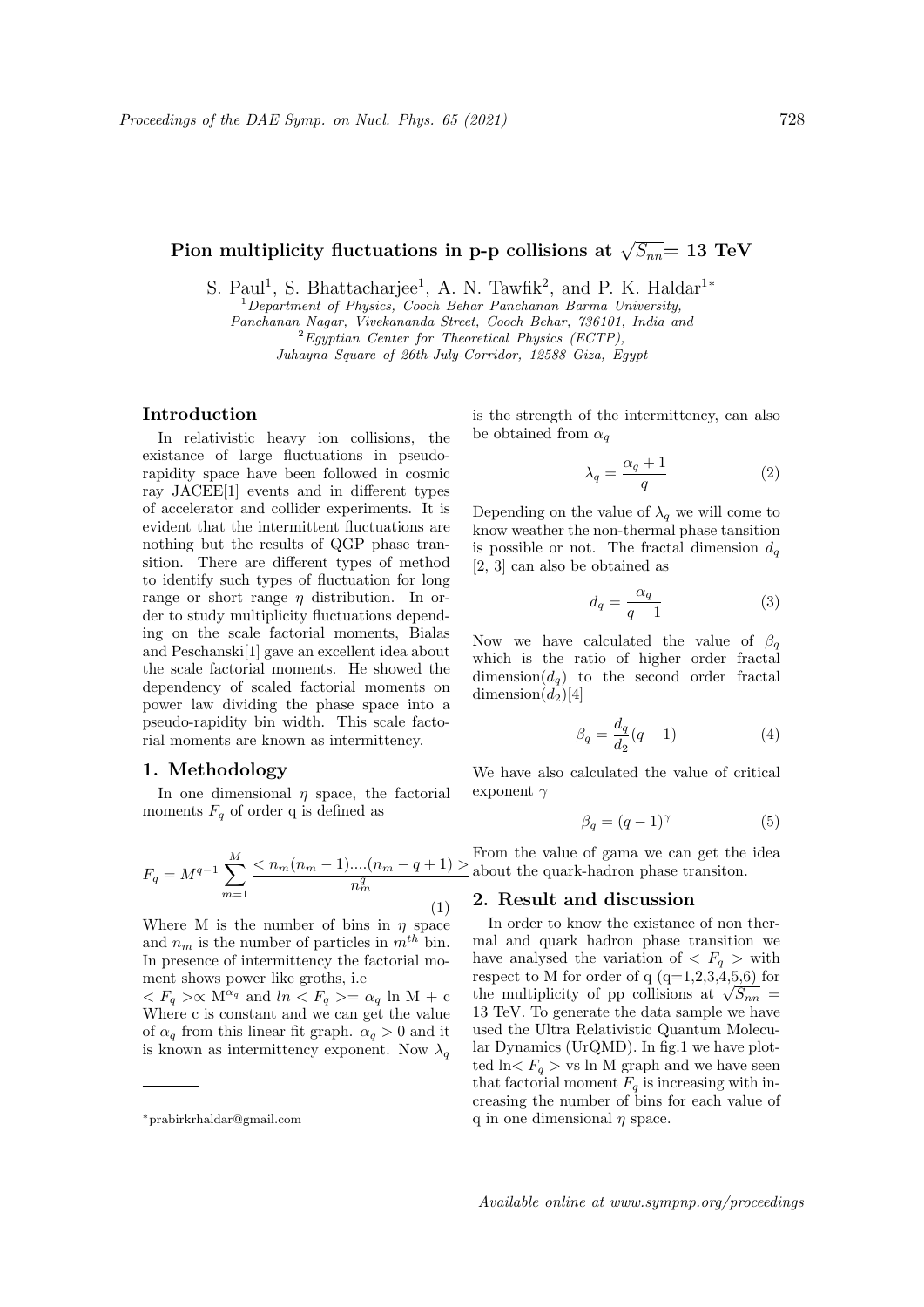# Pion multiplicity fluctuations in p-p collisions at $\sqrt{S_{nn}}$= 13 TeV

S. Paul[1], S. Bhattacharjee[1], A. N. Tawfik[2], and P. K. Haldar[1]*

[1] *Department of Physics, Cooch Behar Panchanan Barma University, Panchanan Nagar, Vivekananda Street, Cooch Behar, 736101, India and*

[2] *Egyptian Center for Theoretical Physics (ECTP), Juhayna Square of 26th-July-Corridor, 12588 Giza, Egypt*

## Introduction

In relativistic heavy ion collisions, the existance of large fluctuations in pseudo-rapidity space have been followed in cosmic ray JACEE[1] events and in different types of accelerator and collider experiments. It is evident that the intermittent fluctuations are nothing but the results of QGP phase transition. There are different types of method to identify such types of fluctuation for long range or short range $\eta$ distribution. In order to study multiplicity fluctuations depending on the scale factorial moments, Bialas and Peschanski[1] gave an excellent idea about the scale factorial moments. He showed the dependency of scaled factorial moments on power law dividing the phase space into a pseudo-rapidity bin width. This scale factorial moments are known as intermittency.

## 1. Methodology

In one dimensional $\eta$ space, the factorial moments $F_q$ of order q is defined as

$$F_q = M^{q-1} \sum_{m=1}^{M} \frac{< n_m(n_m-1)....(n_m-q+1) >}{n_m^q} \quad (1)$$

Where M is the number of bins in $\eta$ space and $n_m$ is the number of particles in $m^{th}$ bin. In presence of intermittency the factorial moment shows power like groths, i.e

$< F_q > \propto M^{\alpha_q}$ and $ln < F_q > = \alpha_q$ ln M + c Where c is constant and we can get the value of $\alpha_q$ from this linear fit graph. $\alpha_q > 0$ and it is known as intermittency exponent. Now $\lambda_q$ is the strength of the intermittency, can also be obtained from $\alpha_q$

$$\lambda_q = \frac{\alpha_q + 1}{q} \quad (2)$$

Depending on the value of $\lambda_q$ we will come to know weather the non-thermal phase tansition is possible or not. The fractal dimension $d_q$ [2, 3] can also be obtained as

$$d_q = \frac{\alpha_q}{q-1} \quad (3)$$

Now we have calculated the value of $\beta_q$ which is the ratio of higher order fractal dimension($d_q$) to the second order fractal dimension($d_2$)[4]

$$\beta_q = \frac{d_q}{d_2}(q-1) \quad (4)$$

We have also calculated the value of critical exponent $\gamma$

$$\beta_q = (q-1)^{\gamma} \quad (5)$$

From the value of gama we can get the idea about the quark-hadron phase transiton.

## 2. Result and discussion

In order to know the existance of non thermal and quark hadron phase transition we have analysed the variation of $< F_q >$ with respect to M for order of q (q=1,2,3,4,5,6) for the multiplicity of pp collisions at $\sqrt{S_{nn}}$ = 13 TeV. To generate the data sample we have used the Ultra Relativistic Quantum Molecular Dynamics (UrQMD). In fig.1 we have plotted ln$< F_q >$ vs ln M graph and we have seen that factorial moment $F_q$ is increasing with increasing the number of bins for each value of q in one dimensional $\eta$ space.

*prabirkrhaldar@gmail.com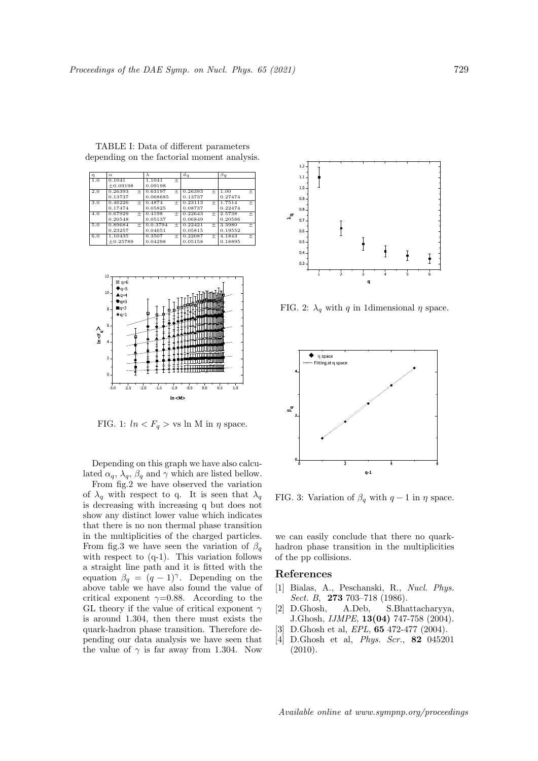TABLE I: Data of different parameters depending on the factorial moment analysis.

| q | $\alpha$ | $\lambda$ | $d_q$ | $\beta_q$ |
|---|---|---|---|---|
| 1.0 | 0.1041 $\pm$0.09198 | 1.1041 $\pm$ 0.09198 | | |
| 2.0 | 0.26393 $\pm$ 0.13737 | 0.63197 $\pm$ 0.068685 | 0.26393 $\pm$ 0.13737 | 1.00 $\pm$ 0.27474 |
| 3.0 | 0.46226 $\pm$ 0.17474 | 0.4874 $\pm$ 0.05825 | 0.23113 $\pm$ 0.08737 | 1.7514 $\pm$ 0.22474 |
| 4.0 | 0.67929 $\pm$ 0.20548 | 0.4198 $\pm$ 0.05137 | 0.22643 $\pm$ 0.06849 | 2.5738 $\pm$ 0.20586 |
| 5.0 | 0.89684 $\pm$ 0.23257 | 0.0.3794 $\pm$ 0.04651 | 0.22421 $\pm$ 0.05815 | 3.3980 $\pm$ 0.19552 |
| 6.0 | 1.10435 $\pm$0.25789 | 0.3507 $\pm$ 0.04298 | 0.22087 $\pm$ 0.05158 | 4.1843 $\pm$ 0.18895 |

⊠ q=6
◆ q=5
▲ q=4
● q=3
■ q=2
★ q=1

ln <F_q>

ln <M>

FIG. 1: $ln < F_q >$ vs ln M in $\eta$ space.

Depending on this graph we have also calculated $\alpha_q$, $\lambda_q$, $\beta_q$ and $\gamma$ which are listed bellow.

From fig.2 we have observed the variation of $\lambda_q$ with respect to q. It is seen that $\lambda_q$ is decreasing with increasing q but does not show any distinct lower value which indicates that there is no non thermal phase transition in the multiplicities of the charged particles. From fig.3 we have seen the variation of $\beta_q$ with respect to (q-1). This variation follows a straight line path and it is fitted with the equation $\beta_q = (q-1)^\gamma$. Depending on the above table we have also found the value of critical exponent $\gamma$=0.88. According to the GL theory if the value of critical exponent $\gamma$ is around 1.304, then there must exists the quark-hadron phase transition. Therefore depending our data analysis we have seen that the value of $\gamma$ is far away from 1.304. Now we can easily conclude that there no quark-hadron phase transition in the multiplicities of the pp collisions.

$\lambda_q$

q

FIG. 2: $\lambda_q$ with $q$ in 1dimensional $\eta$ space.

◆ η space
Fitting at η space

$\beta_q$

q-1

FIG. 3: Variation of $\beta_q$ with $q-1$ in $\eta$ space.

## References

[1] Bialas, A., Peschanski, R., *Nucl. Phys. Sect. B*, **273** 703–718 (1986).

[2] D.Ghosh, A.Deb, S.Bhattacharyya, J.Ghosh, *IJMPE*, **13(04)** 747-758 (2004).

[3] D.Ghosh et al, *EPL*, **65** 472-477 (2004).

[4] D.Ghosh et al, *Phys. Scr.*, **82** 045201 (2010).